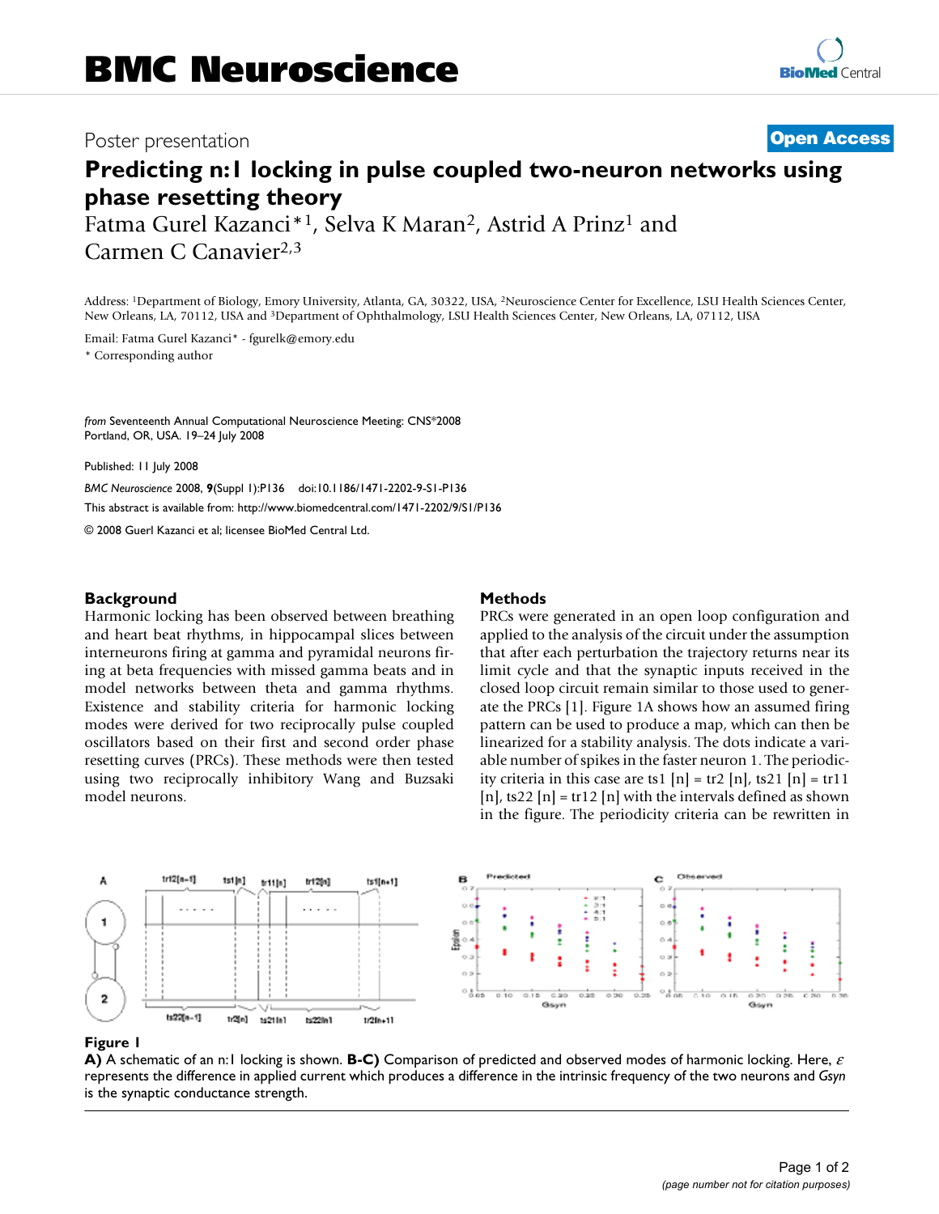# Poster presentation

# Predicting n:1 locking in pulse coupled two-neuron networks using phase resetting theory

Fatma Gurel Kazanci*[1], Selva K Maran[2], Astrid A Prinz[1] and Carmen C Canavier[2,3]

Address: [1]Department of Biology, Emory University, Atlanta, GA, 30322, USA, [2]Neuroscience Center for Excellence, LSU Health Sciences Center, New Orleans, LA, 70112, USA and [3]Department of Ophthalmology, LSU Health Sciences Center, New Orleans, LA, 07112, USA

Email: Fatma Gurel Kazanci* - fgurelk@emory.edu

\* Corresponding author

*from* Seventeenth Annual Computational Neuroscience Meeting: CNS*2008
Portland, OR, USA. 19–24 July 2008

Published: 11 July 2008

*BMC Neuroscience* 2008, **9**(Suppl 1):P136 doi:10.1186/1471-2202-9-S1-P136

This abstract is available from: http://www.biomedcentral.com/1471-2202/9/S1/P136

© 2008 Guerl Kazanci et al; licensee BioMed Central Ltd.

## Background

Harmonic locking has been observed between breathing and heart beat rhythms, in hippocampal slices between interneurons firing at gamma and pyramidal neurons firing at beta frequencies with missed gamma beats and in model networks between theta and gamma rhythms. Existence and stability criteria for harmonic locking modes were derived for two reciprocally pulse coupled oscillators based on their first and second order phase resetting curves (PRCs). These methods were then tested using two reciprocally inhibitory Wang and Buzsaki model neurons.

## Methods

PRCs were generated in an open loop configuration and applied to the analysis of the circuit under the assumption that after each perturbation the trajectory returns near its limit cycle and that the synaptic inputs received in the closed loop circuit remain similar to those used to generate the PRCs [1]. Figure 1A shows how an assumed firing pattern can be used to produce a map, which can then be linearized for a stability analysis. The dots indicate a variable number of spikes in the faster neuron 1. The periodicity criteria in this case are ts1 [n] = tr2 [n], ts21 [n] = tr11 [n], ts22 [n] = tr12 [n] with the intervals defined as shown in the figure. The periodicity criteria can be rewritten in

**Figure 1**

**A)** A schematic of an n:1 locking is shown. **B-C)** Comparison of predicted and observed modes of harmonic locking. Here, $\varepsilon$ represents the difference in applied current which produces a difference in the intrinsic frequency of the two neurons and *Gsyn* is the synaptic conductance strength.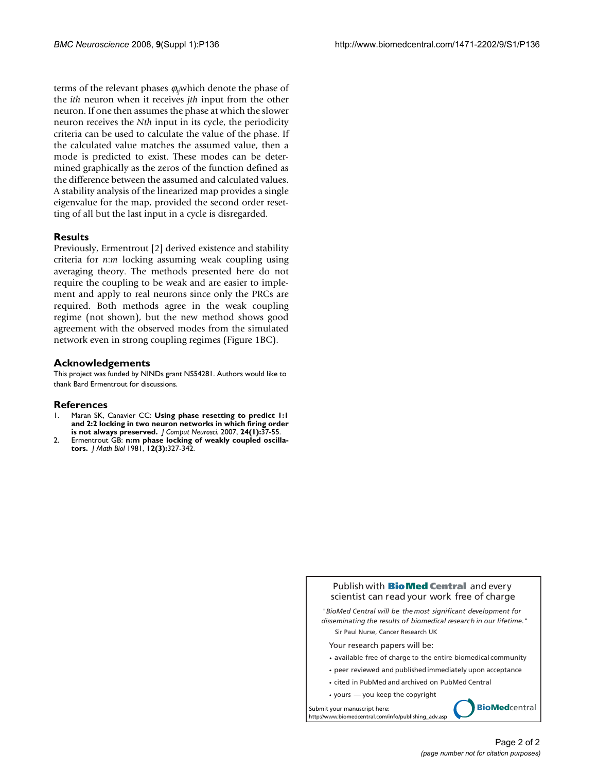terms of the relevant phases $\varphi_{ij}$ which denote the phase of the *ith* neuron when it receives *jth* input from the other neuron. If one then assumes the phase at which the slower neuron receives the *Nth* input in its cycle, the periodicity criteria can be used to calculate the value of the phase. If the calculated value matches the assumed value, then a mode is predicted to exist. These modes can be determined graphically as the zeros of the function defined as the difference between the assumed and calculated values. A stability analysis of the linearized map provides a single eigenvalue for the map, provided the second order resetting of all but the last input in a cycle is disregarded.

## Results

Previously, Ermentrout [2] derived existence and stability criteria for *n:m* locking assuming weak coupling using averaging theory. The methods presented here do not require the coupling to be weak and are easier to implement and apply to real neurons since only the PRCs are required. Both methods agree in the weak coupling regime (not shown), but the new method shows good agreement with the observed modes from the simulated network even in strong coupling regimes (Figure 1BC).

## Acknowledgements

This project was funded by NINDs grant NS54281. Authors would like to thank Bard Ermentrout for discussions.

## References

1. Maran SK, Canavier CC: **Using phase resetting to predict 1:1 and 2:2 locking in two neuron networks in which firing order is not always preserved.** *J Comput Neurosci.* 2007, **24(1):**37-55.
2. Ermentrout GB: **n:m phase locking of weakly coupled oscillators.** *J Math Biol* 1981, **12(3):**327-342.

Publish with **BioMed Central** and every scientist can read your work free of charge

*"BioMed Central will be the most significant development for disseminating the results of biomedical research in our lifetime."*

Sir Paul Nurse, Cancer Research UK

Your research papers will be:

- available free of charge to the entire biomedical community
- peer reviewed and published immediately upon acceptance
- cited in PubMed and archived on PubMed Central
- yours — you keep the copyright

Submit your manuscript here:
http://www.biomedcentral.com/info/publishing_adv.asp

**BioMed**central